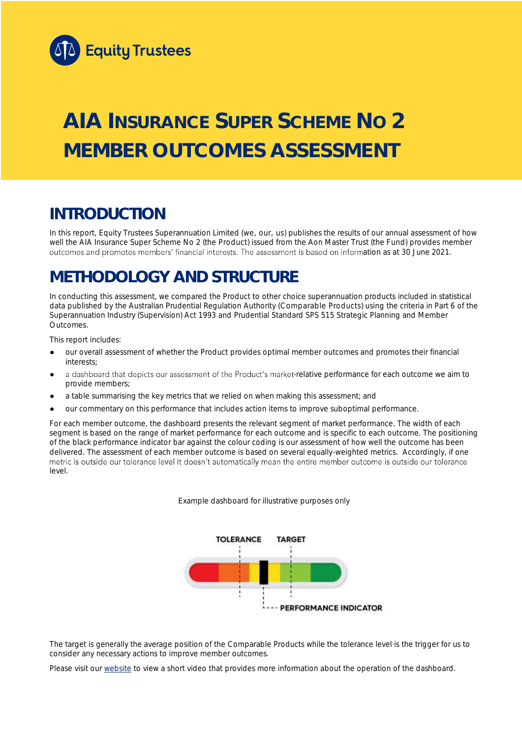Equity Trustees

# AIA INSURANCE SUPER SCHEME NO 2 MEMBER OUTCOMES ASSESSMENT

## INTRODUCTION

In this report, Equity Trustees Superannuation Limited (we, our, us) publishes the results of our annual assessment of how well the AIA Insurance Super Scheme No 2 (the Product) issued from the Aon Master Trust (the Fund) provides member outcomes and promotes members' financial interests. The assessment is based on information as at 30 June 2021.

## METHODOLOGY AND STRUCTURE

In conducting this assessment, we compared the Product to other choice superannuation products included in statistical data published by the Australian Prudential Regulation Authority (Comparable Products) using the criteria in Part 6 of the Superannuation Industry (Supervision) Act 1993 and Prudential Standard SPS 515 Strategic Planning and Member Outcomes.

This report includes:

- our overall assessment of whether the Product provides optimal member outcomes and promotes their financial interests;
- a dashboard that depicts our assessment of the Product's market-relative performance for each outcome we aim to provide members;
- a table summarising the key metrics that we relied on when making this assessment; and
- our commentary on this performance that includes action items to improve suboptimal performance.

For each member outcome, the dashboard presents the relevant segment of market performance. The width of each segment is based on the range of market performance for each outcome and is specific to each outcome. The positioning of the black performance indicator bar against the colour coding is our assessment of how well the outcome has been delivered. The assessment of each member outcome is based on several equally-weighted metrics. Accordingly, if one metric is outside our tolerance level it doesn't automatically mean the entire member outcome is outside our tolerance level.

Example dashboard for illustrative purposes only

TOLERANCE TARGET

PERFORMANCE INDICATOR

The target is generally the average position of the Comparable Products while the tolerance level is the trigger for us to consider any necessary actions to improve member outcomes.

Please visit our website to view a short video that provides more information about the operation of the dashboard.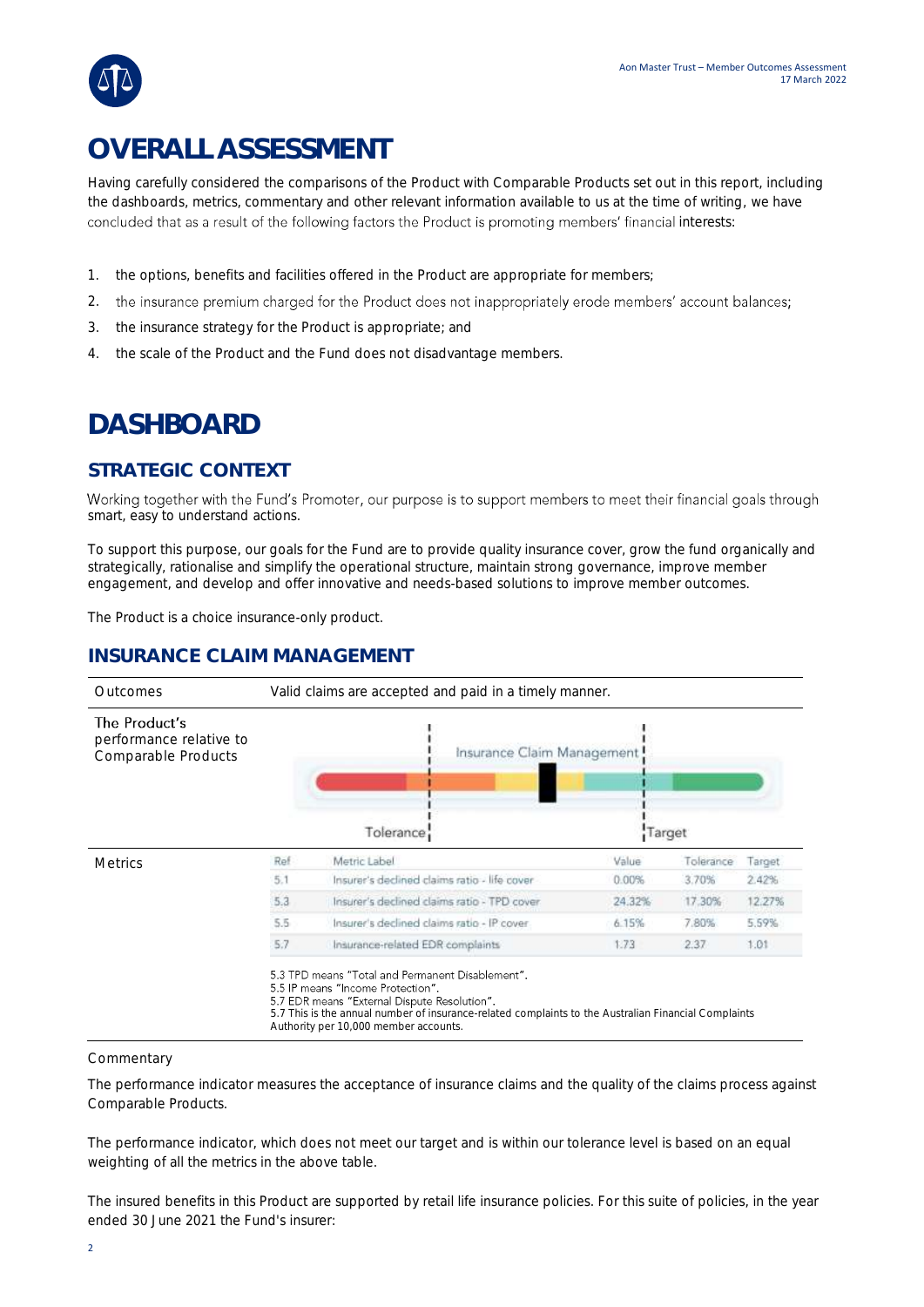# OVERALL ASSESSMENT

Having carefully considered the comparisons of the Product with Comparable Products set out in this report, including the dashboards, metrics, commentary and other relevant information available to us at the time of writing, we have concluded that as a result of the following factors the Product is promoting members' financial interests:

1. the options, benefits and facilities offered in the Product are appropriate for members;
2. the insurance premium charged for the Product does not inappropriately erode members' account balances;
3. the insurance strategy for the Product is appropriate; and
4. the scale of the Product and the Fund does not disadvantage members.

# DASHBOARD

## STRATEGIC CONTEXT

Working together with the Fund's Promoter, our purpose is to support members to meet their financial goals through smart, easy to understand actions.

To support this purpose, our goals for the Fund are to provide quality insurance cover, grow the fund organically and strategically, rationalise and simplify the operational structure, maintain strong governance, improve member engagement, and develop and offer innovative and needs-based solutions to improve member outcomes.

The Product is a choice insurance-only product.

## INSURANCE CLAIM MANAGEMENT

**Outcomes:** Valid claims are accepted and paid in a timely manner.

**The Product's performance relative to Comparable Products:** Insurance Claim Management (between Tolerance and Target)

**Metrics**

| Ref | Metric Label | Value | Tolerance | Target |
|---|---|---|---|---|
| 5.1 | Insurer's declined claims ratio - life cover | 0.00% | 3.70% | 2.42% |
| 5.3 | Insurer's declined claims ratio - TPD cover | 24.32% | 17.30% | 12.27% |
| 5.5 | Insurer's declined claims ratio - IP cover | 6.15% | 7.80% | 5.59% |
| 5.7 | Insurance-related EDR complaints | 1.73 | 2.37 | 1.01 |

5.3 TPD means "Total and Permanent Disablement".
5.5 IP means "Income Protection".
5.7 EDR means "External Dispute Resolution".
5.7 This is the annual number of insurance-related complaints to the Australian Financial Complaints Authority per 10,000 member accounts.

Commentary

The performance indicator measures the acceptance of insurance claims and the quality of the claims process against Comparable Products.

The performance indicator, which does not meet our target and is within our tolerance level is based on an equal weighting of all the metrics in the above table.

The insured benefits in this Product are supported by retail life insurance policies. For this suite of policies, in the year ended 30 June 2021 the Fund's insurer: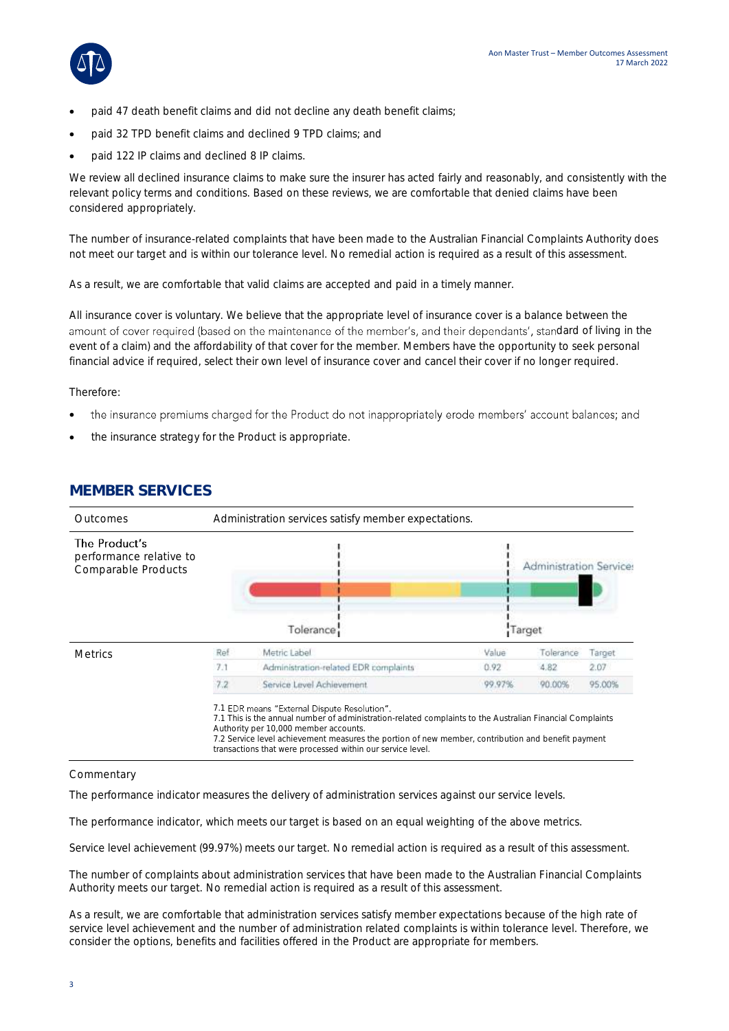- paid 47 death benefit claims and did not decline any death benefit claims;
- paid 32 TPD benefit claims and declined 9 TPD claims; and
- paid 122 IP claims and declined 8 IP claims.

We review all declined insurance claims to make sure the insurer has acted fairly and reasonably, and consistently with the relevant policy terms and conditions. Based on these reviews, we are comfortable that denied claims have been considered appropriately.

The number of insurance-related complaints that have been made to the Australian Financial Complaints Authority does not meet our target and is within our tolerance level. No remedial action is required as a result of this assessment.

As a result, we are comfortable that valid claims are accepted and paid in a timely manner.

All insurance cover is voluntary. We believe that the appropriate level of insurance cover is a balance between the amount of cover required (based on the maintenance of the member's, and their dependants', standard of living in the event of a claim) and the affordability of that cover for the member. Members have the opportunity to seek personal financial advice if required, select their own level of insurance cover and cancel their cover if no longer required.

Therefore:

- the insurance premiums charged for the Product do not inappropriately erode members' account balances; and
- the insurance strategy for the Product is appropriate.

## MEMBER SERVICES

Outcomes: Administration services satisfy member expectations.

The Product's performance relative to Comparable Products: Administration Services (Tolerance / Target)

Metrics:

| Ref | Metric Label | Value | Tolerance | Target |
|---|---|---|---|---|
| 7.1 | Administration-related EDR complaints | 0.92 | 4.82 | 2.07 |
| 7.2 | Service Level Achievement | 99.97% | 90.00% | 95.00% |

7.1 EDR means "External Dispute Resolution".
7.1 This is the annual number of administration-related complaints to the Australian Financial Complaints Authority per 10,000 member accounts.
7.2 Service level achievement measures the portion of new member, contribution and benefit payment transactions that were processed within our service level.

Commentary

The performance indicator measures the delivery of administration services against our service levels.

The performance indicator, which meets our target is based on an equal weighting of the above metrics.

Service level achievement (99.97%) meets our target. No remedial action is required as a result of this assessment.

The number of complaints about administration services that have been made to the Australian Financial Complaints Authority meets our target. No remedial action is required as a result of this assessment.

As a result, we are comfortable that administration services satisfy member expectations because of the high rate of service level achievement and the number of administration related complaints is within tolerance level. Therefore, we consider the options, benefits and facilities offered in the Product are appropriate for members.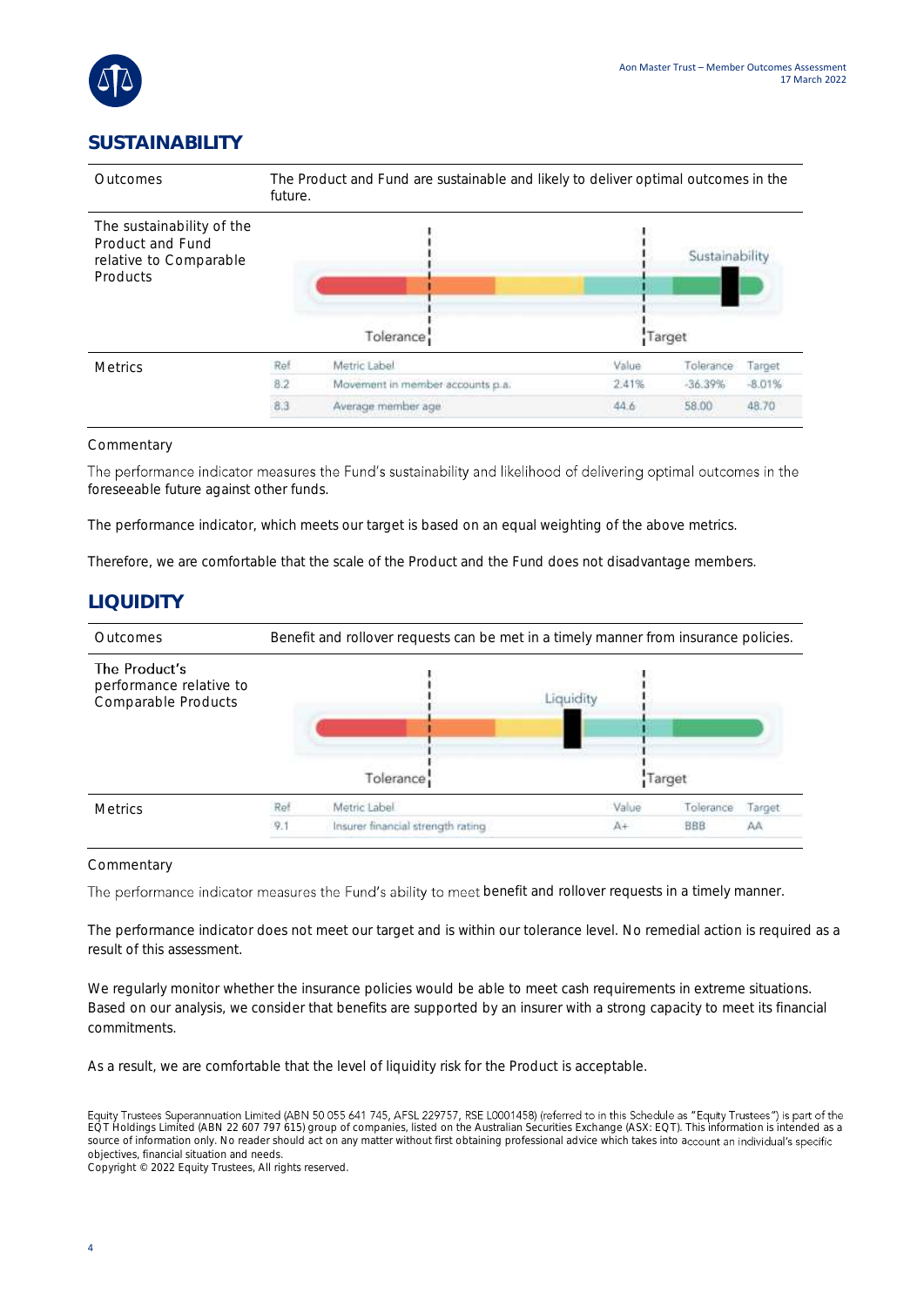## SUSTAINABILITY

| | |
|---|---|
| Outcomes | The Product and Fund are sustainable and likely to deliver optimal outcomes in the future. |
| The sustainability of the Product and Fund relative to Comparable Products | Sustainability<br>Tolerance<br>Target |
| Metrics | |

| Ref | Metric Label | Value | Tolerance | Target |
|---|---|---|---|---|
| 8.2 | Movement in member accounts p.a. | 2.41% | -36.39% | -8.01% |
| 8.3 | Average member age | 44.6 | 58.00 | 48.70 |

Commentary

The performance indicator measures the Fund's sustainability and likelihood of delivering optimal outcomes in the foreseeable future against other funds.

The performance indicator, which meets our target is based on an equal weighting of the above metrics.

Therefore, we are comfortable that the scale of the Product and the Fund does not disadvantage members.

## LIQUIDITY

| | |
|---|---|
| Outcomes | Benefit and rollover requests can be met in a timely manner from insurance policies. |
| The Product's performance relative to Comparable Products | Liquidity<br>Tolerance<br>Target |
| Metrics | |

| Ref | Metric Label | Value | Tolerance | Target |
|---|---|---|---|---|
| 9.1 | Insurer financial strength rating | A+ | BBB | AA |

Commentary

The performance indicator measures the Fund's ability to meet benefit and rollover requests in a timely manner.

The performance indicator does not meet our target and is within our tolerance level. No remedial action is required as a result of this assessment.

We regularly monitor whether the insurance policies would be able to meet cash requirements in extreme situations. Based on our analysis, we consider that benefits are supported by an insurer with a strong capacity to meet its financial commitments.

As a result, we are comfortable that the level of liquidity risk for the Product is acceptable.

Equity Trustees Superannuation Limited (ABN 50 055 641 745, AFSL 229757, RSE L0001458) (referred to in this Schedule as "Equity Trustees") is part of the EQT Holdings Limited (ABN 22 607 797 615) group of companies, listed on the Australian Securities Exchange (ASX: EQT). This information is intended as a source of information only. No reader should act on any matter without first obtaining professional advice which takes into account an individual's specific objectives, financial situation and needs.
Copyright © 2022 Equity Trustees, All rights reserved.